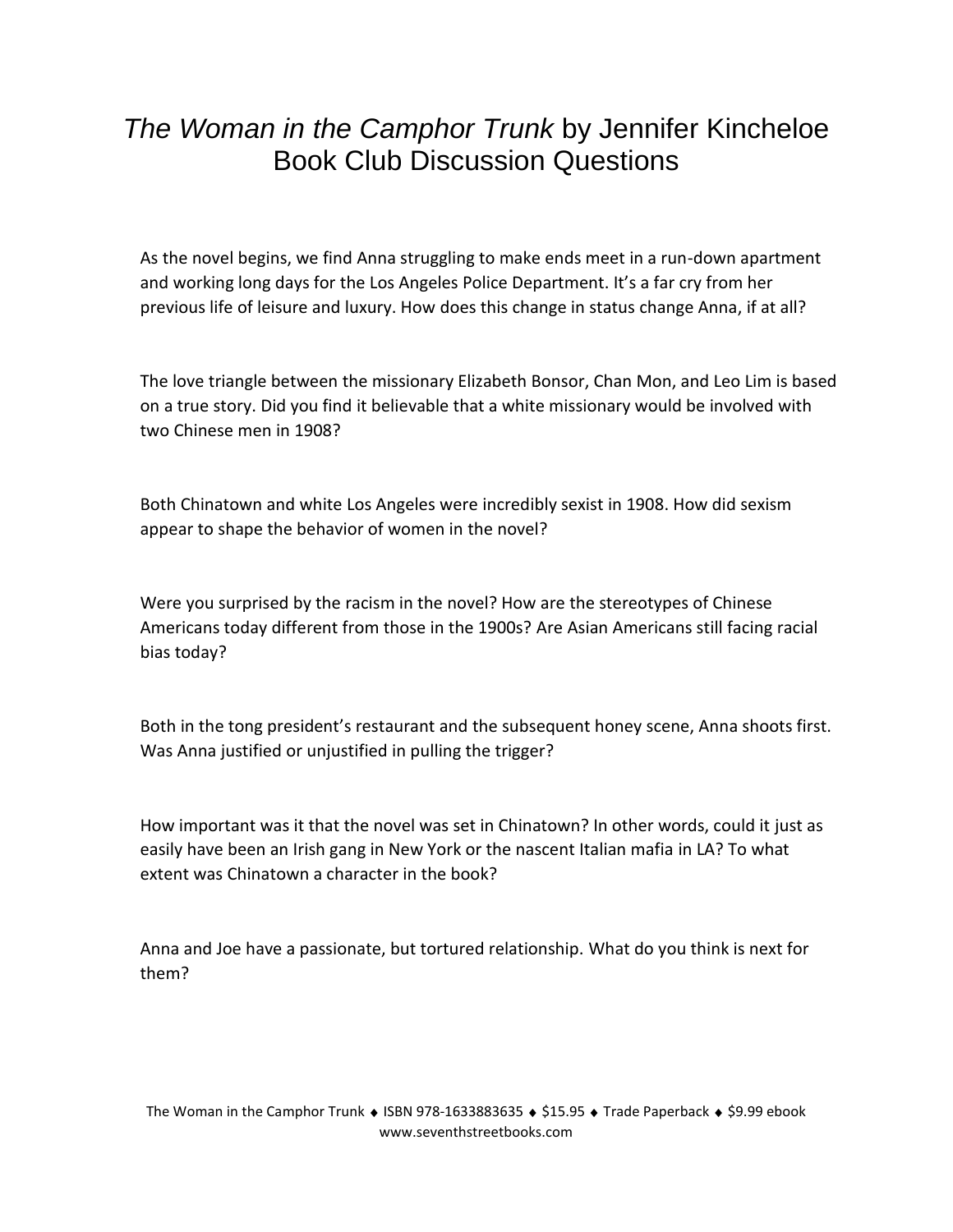# *The Woman in the Camphor Trunk* by Jennifer Kincheloe Book Club Discussion Questions

As the novel begins, we find Anna struggling to make ends meet in a run-down apartment and working long days for the Los Angeles Police Department. It's a far cry from her previous life of leisure and luxury. How does this change in status change Anna, if at all?

The love triangle between the missionary Elizabeth Bonsor, Chan Mon, and Leo Lim is based on a true story. Did you find it believable that a white missionary would be involved with two Chinese men in 1908?

Both Chinatown and white Los Angeles were incredibly sexist in 1908. How did sexism appear to shape the behavior of women in the novel?

Were you surprised by the racism in the novel? How are the stereotypes of Chinese Americans today different from those in the 1900s? Are Asian Americans still facing racial bias today?

Both in the tong president's restaurant and the subsequent honey scene, Anna shoots first. Was Anna justified or unjustified in pulling the trigger?

How important was it that the novel was set in Chinatown? In other words, could it just as easily have been an Irish gang in New York or the nascent Italian mafia in LA? To what extent was Chinatown a character in the book?

Anna and Joe have a passionate, but tortured relationship. What do you think is next for them?

The Woman in the Camphor Trunk ♦ ISBN 978-1633883635 ♦ $15.95 ♦ Trade Paperback ♦ $9.99 ebook
www.seventhstreetbooks.com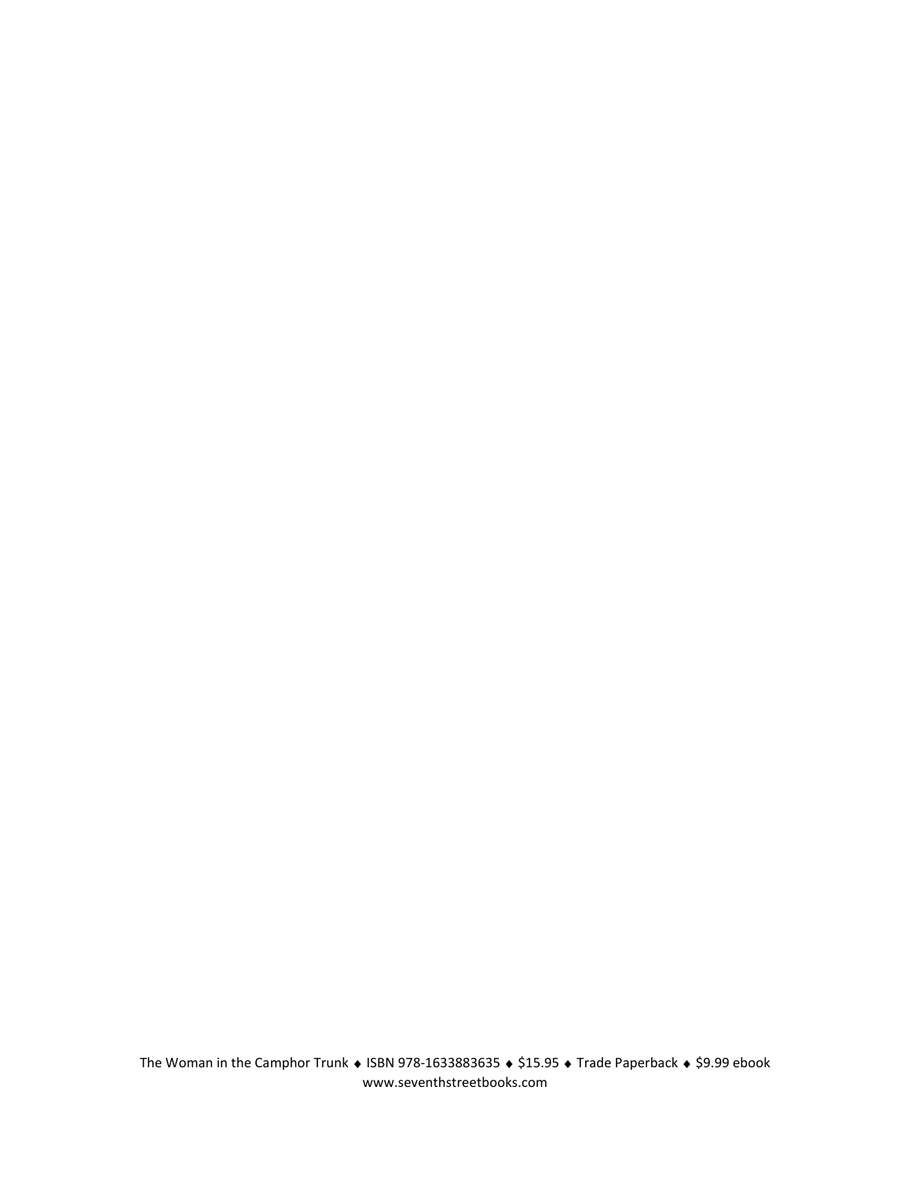The Woman in the Camphor Trunk ◆ ISBN 978-1633883635 ◆ $15.95 ◆ Trade Paperback ◆ $9.99 ebook
www.seventhstreetbooks.com